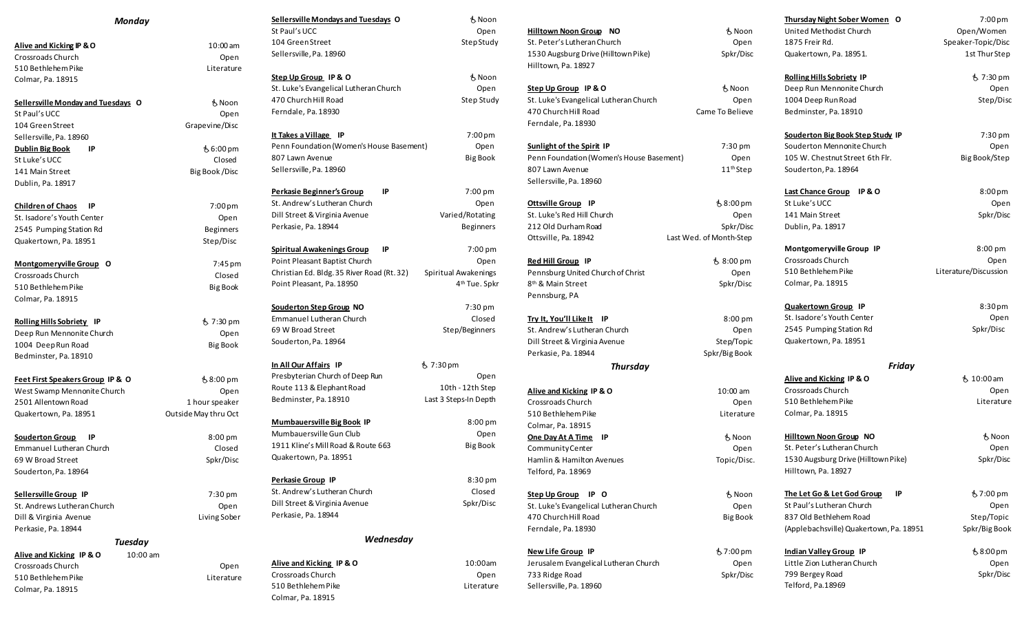## Monday

**Alive and Kicking IP & O** — 10:00 am
Crossroads Church — Open
510 Bethlehem Pike — Literature
Colmar, Pa. 18915

**Sellersville Monday and Tuesdays O** — ♿ Noon
St Paul's UCC — Open
104 Green Street — Grapevine/Disc
Sellersville, Pa. 18960

**Dublin Big Book IP** — ♿ 6:00 pm
St Luke's UCC — Closed
141 Main Street — Big Book /Disc
Dublin, Pa. 18917

**Children of Chaos IP** — 7:00 pm
St. Isadore's Youth Center — Open
2545 Pumping Station Rd — Beginners
Quakertown, Pa. 18951 — Step/Disc

**Montgomeryville Group O** — 7:45 pm
Crossroads Church — Closed
510 Bethlehem Pike — Big Book
Colmar, Pa. 18915

**Rolling Hills Sobriety IP** — ♿ 7:30 pm
Deep Run Mennonite Church — Open
1004 Deep Run Road — Big Book
Bedminster, Pa. 18910

**Feet First Speakers Group IP & O** — ♿ 8:00 pm
West Swamp Mennonite Church — Open
2501 Allentown Road — 1 hour speaker
Quakertown, Pa. 18951 — Outside May thru Oct

**Souderton Group IP** — 8:00 pm
Emmanuel Lutheran Church — Closed
69 W Broad Street — Spkr/Disc
Souderton, Pa. 18964

**Sellersville Group IP** — 7:30 pm
St. Andrews Lutheran Church — Open
Dill & Virginia Avenue — Living Sober
Perkasie, Pa. 18944

## Tuesday

**Alive and Kicking IP & O** — 10:00 am
Crossroads Church — Open
510 Bethlehem Pike — Literature
Colmar, Pa. 18915

**Sellersville Mondays and Tuesdays O** — ♿ Noon
St Paul's UCC — Open
104 Green Street — Step Study
Sellersville, Pa. 18960

**Step Up Group IP & O** — ♿ Noon
St. Luke's Evangelical Lutheran Church — Open
470 Church Hill Road — Step Study
Ferndale, Pa. 18930

**It Takes a Village IP** — 7:00 pm
Penn Foundation (Women's House Basement) — Open
807 Lawn Avenue — Big Book
Sellersville, Pa. 18960

**Perkasie Beginner's Group IP** — 7:00 pm
St. Andrew's Lutheran Church — Open
Dill Street & Virginia Avenue — Varied/Rotating
Perkasie, Pa. 18944 — Beginners

**Spiritual Awakenings Group IP** — 7:00 pm
Point Pleasant Baptist Church — Open
Christian Ed. Bldg. 35 River Road (Rt. 32) — Spiritual Awakenings
Point Pleasant, Pa. 18950 — 4th Tue. Spkr

**Souderton Step Group NO** — 7:30 pm
Emmanuel Lutheran Church — Closed
69 W Broad Street — Step/Beginners
Souderton, Pa. 18964

**In All Our Affairs IP** — ♿ 7:30 pm
Presbyterian Church of Deep Run — Open
Route 113 & Elephant Road — 10th - 12th Step
Bedminster, Pa. 18910 — Last 3 Steps-In Depth

**Mumbauersville Big Book IP** — 8:00 pm
Mumbauersville Gun Club — Open
1911 Kline's Mill Road & Route 663 — Big Book
Quakertown, Pa. 18951

**Perkasie Group IP** — 8:30 pm
St. Andrew's Lutheran Church — Closed
Dill Street & Virginia Avenue — Spkr/Disc
Perkasie, Pa. 18944

## Wednesday

**Alive and Kicking IP & O** — 10:00am
Crossroads Church — Open
510 Bethlehem Pike — Literature
Colmar, Pa. 18915

**Hilltown Noon Group NO** — ♿ Noon
St. Peter's Lutheran Church — Open
1530 Augsburg Drive (Hilltown Pike) — Spkr/Disc
Hilltown, Pa. 18927

**Step Up Group IP & O** — ♿ Noon
St. Luke's Evangelical Lutheran Church — Open
470 Church Hill Road — Came To Believe
Ferndale, Pa. 18930

**Sunlight of the Spirit IP** — 7:30 pm
Penn Foundation (Women's House Basement) — Open
807 Lawn Avenue — 11th Step
Sellersville, Pa. 18960

**Ottsville Group IP** — ♿ 8:00 pm
St. Luke's Red Hill Church — Open
212 Old Durham Road — Spkr/Disc
Ottsville, Pa. 18942 — Last Wed. of Month-Step

**Red Hill Group IP** — ♿ 8:00 pm
Pennsburg United Church of Christ — Open
8th & Main Street — Spkr/Disc
Pennsburg, PA

**Try It, You'll Like It IP** — 8:00 pm
St. Andrew's Lutheran Church — Open
Dill Street & Virginia Avenue — Step/Topic
Perkasie, Pa. 18944 — Spkr/Big Book

## Thursday

**Alive and Kicking IP & O** — 10:00 am
Crossroads Church — Open
510 Bethlehem Pike — Literature
Colmar, Pa. 18915

**One Day At A Time IP** — ♿ Noon
Community Center — Open
Hamlin & Hamilton Avenues — Topic/Disc.
Telford, Pa. 18969

**Step Up Group IP O** — ♿ Noon
St. Luke's Evangelical Lutheran Church — Open
470 Church Hill Road — Big Book
Ferndale, Pa. 18930

**New Life Group IP** — ♿ 7:00 pm
Jerusalem Evangelical Lutheran Church — Open
733 Ridge Road — Spkr/Disc
Sellersville, Pa. 18960

**Thursday Night Sober Women O** — 7:00 pm
United Methodist Church — Open/Women
1875 Freir Rd. — Speaker-Topic/Disc
Quakertown, Pa. 18951. — 1st Thur Step

**Rolling Hills Sobriety IP** — ♿ 7:30 pm
Deep Run Mennonite Church — Open
1004 Deep Run Road — Step/Disc
Bedminster, Pa. 18910

**Souderton Big Book Step Study IP** — 7:30 pm
Souderton Mennonite Church — Open
105 W. Chestnut Street 6th Flr. — Big Book/Step
Souderton, Pa. 18964

**Last Chance Group IP & O** — 8:00 pm
St Luke's UCC — Open
141 Main Street — Spkr/Disc
Dublin, Pa. 18917

**Montgomeryville Group IP** — 8:00 pm
Crossroads Church — Open
510 Bethlehem Pike — Literature/Discussion
Colmar, Pa. 18915

**Quakertown Group IP** — 8:30 pm
St. Isadore's Youth Center — Open
2545 Pumping Station Rd — Spkr/Disc
Quakertown, Pa. 18951

## Friday

**Alive and Kicking IP & O** — ♿ 10:00 am
Crossroads Church — Open
510 Bethlehem Pike — Literature
Colmar, Pa. 18915

**Hilltown Noon Group NO** — ♿ Noon
St. Peter's Lutheran Church — Open
1530 Augsburg Drive (Hilltown Pike) — Spkr/Disc
Hilltown, Pa. 18927

**The Let Go & Let God Group IP** — ♿ 7:00 pm
St Paul's Lutheran Church — Open
837 Old Bethlehem Road — Step/Topic
(Applebachsville) Quakertown, Pa. 18951 — Spkr/Big Book

**Indian Valley Group IP** — ♿ 8:00 pm
Little Zion Lutheran Church — Open
799 Bergey Road — Spkr/Disc
Telford, Pa. 18969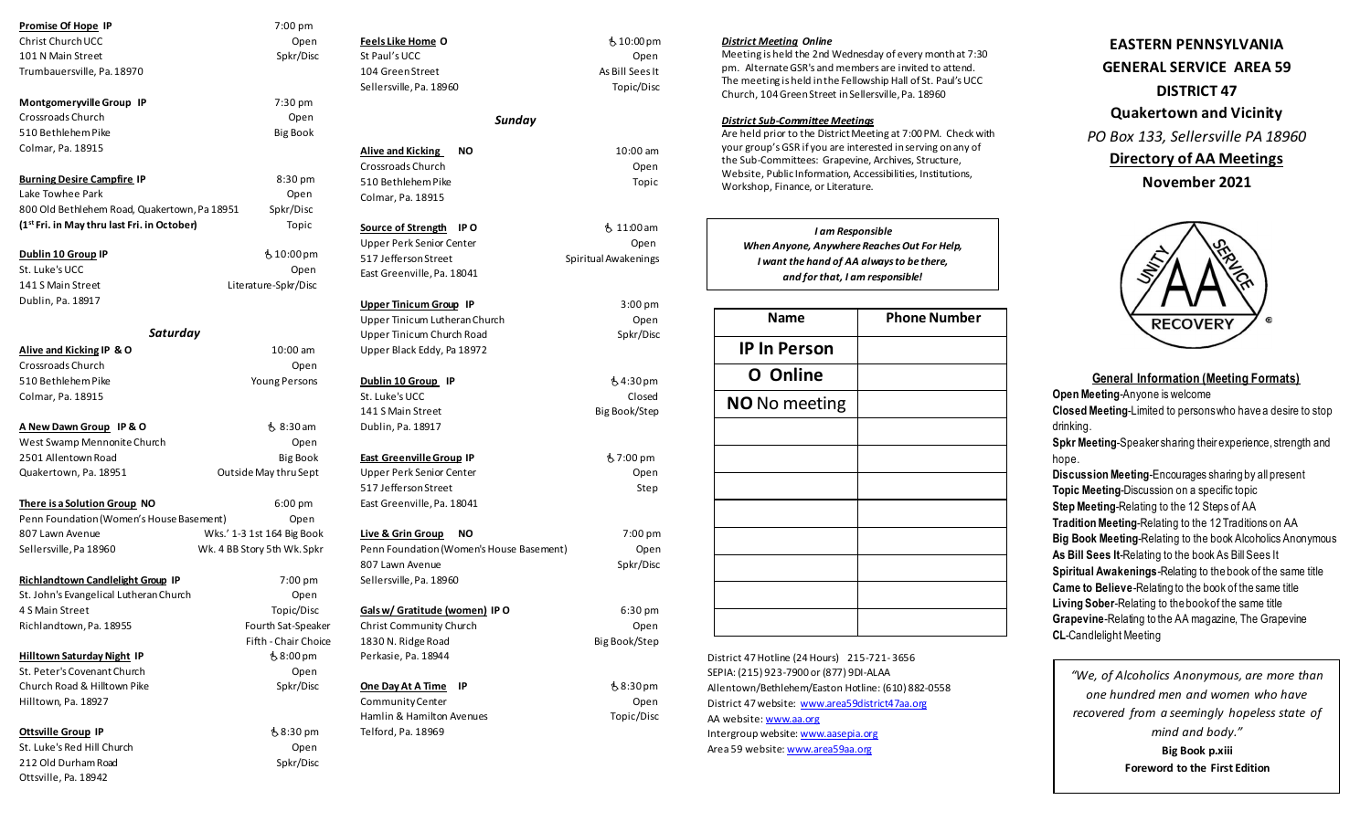**Promise Of Hope IP** 7:00 pm
Christ Church UCC Open
101 N Main Street Spkr/Disc
Trumbauersville, Pa. 18970

**Montgomeryville Group IP** 7:30 pm
Crossroads Church Open
510 Bethlehem Pike Big Book
Colmar, Pa. 18915

**Burning Desire Campfire IP** 8:30 pm
Lake Towhee Park Open
800 Old Bethlehem Road, Quakertown, Pa 18951 Spkr/Disc
**(1st Fri. in May thru last Fri. in October)** Topic

**Dublin 10 Group IP** ♿10:00 pm
St. Luke's UCC Open
141 S Main Street Literature-Spkr/Disc
Dublin, Pa. 18917

### *Saturday*

**Alive and Kicking IP & O** 10:00 am
Crossroads Church Open
510 Bethlehem Pike Young Persons
Colmar, Pa. 18915

**A New Dawn Group IP & O** ♿ 8:30 am
West Swamp Mennonite Church Open
2501 Allentown Road Big Book
Quakertown, Pa. 18951 Outside May thru Sept

**There is a Solution Group NO** 6:00 pm
Penn Foundation (Women's House Basement) Open
807 Lawn Avenue Wks.' 1-3 1st 164 Big Book
Sellersville, Pa 18960 Wk. 4 BB Story 5th Wk. Spkr

**Richlandtown Candlelight Group IP** 7:00 pm
St. John's Evangelical Lutheran Church Open
4 S Main Street Topic/Disc
Richlandtown, Pa. 18955 Fourth Sat-Speaker
Fifth - Chair Choice

**Hilltown Saturday Night IP** ♿8:00 pm
St. Peter's Covenant Church Open
Church Road & Hilltown Pike Spkr/Disc
Hilltown, Pa. 18927

**Ottsville Group IP** ♿8:30 pm
St. Luke's Red Hill Church Open
212 Old Durham Road Spkr/Disc
Ottsville, Pa. 18942

**Feels Like Home O** ♿10:00 pm
St Paul's UCC Open
104 Green Street As Bill Sees It
Sellersville, Pa. 18960 Topic/Disc

### *Sunday*

**Alive and Kicking NO** 10:00 am
Crossroads Church Open
510 Bethlehem Pike Topic
Colmar, Pa. 18915

**Source of Strength IP O** ♿ 11:00 am
Upper Perk Senior Center Open
517 Jefferson Street Spiritual Awakenings
East Greenville, Pa. 18041

**Upper Tinicum Group IP** 3:00 pm
Upper Tinicum Lutheran Church Open
Upper Tinicum Church Road Spkr/Disc
Upper Black Eddy, Pa 18972

**Dublin 10 Group IP** ♿4:30 pm
St. Luke's UCC Closed
141 S Main Street Big Book/Step
Dublin, Pa. 18917

**East Greenville Group IP** ♿7:00 pm
Upper Perk Senior Center Open
517 Jefferson Street Step
East Greenville, Pa. 18041

**Live & Grin Group NO** 7:00 pm
Penn Foundation (Women's House Basement) Open
807 Lawn Avenue Spkr/Disc
Sellersville, Pa. 18960

**Gals w/ Gratitude (women) IP O** 6:30 pm
Christ Community Church Open
1830 N. Ridge Road Big Book/Step
Perkasie, Pa. 18944

**One Day At A Time IP** ♿8:30 pm
Community Center Open
Hamlin & Hamilton Avenues Topic/Disc
Telford, Pa. 18969

***District Meeting Online***
Meeting is held the 2nd Wednesday of every month at 7:30 pm. Alternate GSR's and members are invited to attend. The meeting is held in the Fellowship Hall of St. Paul's UCC Church, 104 Green Street in Sellersville, Pa. 18960

***District Sub-Committee Meetings***
Are held prior to the District Meeting at 7:00 PM. Check with your group's GSR if you are interested in serving on any of the Sub-Committees: Grapevine, Archives, Structure, Website, Public Information, Accessibilities, Institutions, Workshop, Finance, or Literature.

*I am Responsible*
*When Anyone, Anywhere Reaches Out For Help,*
*I want the hand of AA always to be there,*
*and for that, I am responsible!*

| Name | Phone Number |
|---|---|
| **IP** In Person | |
| **O** Online | |
| **NO** No meeting | |
| | |
| | |
| | |
| | |
| | |
| | |
| | |
| | |

District 47 Hotline (24 Hours) 215-721-3656
SEPIA: (215) 923-7900 or (877) 9DI-ALAA
Allentown/Bethlehem/Easton Hotline: (610) 882-0558
District 47 website: www.area59district47aa.org
AA website: www.aa.org
Intergroup website: www.aasepia.org
Area 59 website: www.area59aa.org

# EASTERN PENNSYLVANIA GENERAL SERVICE AREA 59
## DISTRICT 47
## Quakertown and Vicinity
*PO Box 133, Sellersville PA 18960*
## Directory of AA Meetings
## November 2021

UNITY SERVICE RECOVERY

**General Information (Meeting Formats)**
**Open Meeting**-Anyone is welcome
**Closed Meeting**-Limited to persons who have a desire to stop drinking.
**Spkr Meeting**-Speaker sharing their experience, strength and hope.
**Discussion Meeting**-Encourages sharing by all present
**Topic Meeting**-Discussion on a specific topic
**Step Meeting**-Relating to the 12 Steps of AA
**Tradition Meeting**-Relating to the 12 Traditions on AA
**Big Book Meeting**-Relating to the book Alcoholics Anonymous
**As Bill Sees It**-Relating to the book As Bill Sees It
**Spiritual Awakenings**-Relating to the book of the same title
**Came to Believe**-Relating to the book of the same title
**Living Sober**-Relating to the book of the same title
**Grapevine**-Relating to the AA magazine, The Grapevine
**CL**-Candlelight Meeting

*"We, of Alcoholics Anonymous, are more than one hundred men and women who have recovered from a seemingly hopeless state of mind and body."*
**Big Book p.xiii**
**Foreword to the First Edition**